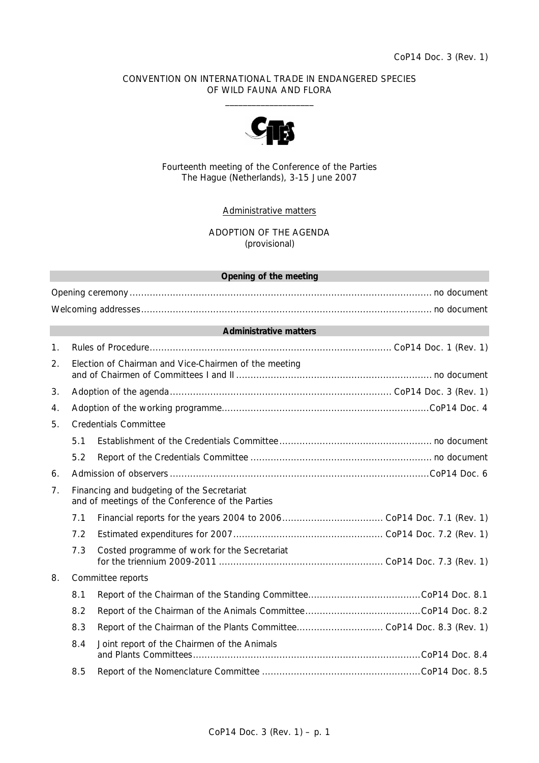CoP14 Doc. 3 (Rev. 1)

CONVENTION ON INTERNATIONAL TRADE IN ENDANGERED SPECIES
OF WILD FAUNA AND FLORA

\_\_\_\_\_\_\_\_\_\_\_\_\_\_\_\_\_\_\_\_

Fourteenth meeting of the Conference of the Parties
The Hague (Netherlands), 3-15 June 2007

Administrative matters

ADOPTION OF THE AGENDA
(provisional)

**Opening of the meeting**

Opening ceremony ........ no document

Welcoming addresses ........ no document

**Administrative matters**

1. Rules of Procedure ........ CoP14 Doc. 1 (Rev. 1)
2. Election of Chairman and Vice-Chairmen of the meeting and of Chairmen of Committees I and II ........ no document
3. Adoption of the agenda ........ CoP14 Doc. 3 (Rev. 1)
4. Adoption of the working programme ........ CoP14 Doc. 4
5. Credentials Committee
   - 5.1 Establishment of the Credentials Committee ........ no document
   - 5.2 Report of the Credentials Committee ........ no document
6. Admission of observers ........ CoP14 Doc. 6
7. Financing and budgeting of the Secretariat and of meetings of the Conference of the Parties
   - 7.1 Financial reports for the years 2004 to 2006 ........ CoP14 Doc. 7.1 (Rev. 1)
   - 7.2 Estimated expenditures for 2007 ........ CoP14 Doc. 7.2 (Rev. 1)
   - 7.3 Costed programme of work for the Secretariat for the triennium 2009-2011 ........ CoP14 Doc. 7.3 (Rev. 1)
8. Committee reports
   - 8.1 Report of the Chairman of the Standing Committee ........ CoP14 Doc. 8.1
   - 8.2 Report of the Chairman of the Animals Committee ........ CoP14 Doc. 8.2
   - 8.3 Report of the Chairman of the Plants Committee ........ CoP14 Doc. 8.3 (Rev. 1)
   - 8.4 Joint report of the Chairmen of the Animals and Plants Committees ........ CoP14 Doc. 8.4
   - 8.5 Report of the Nomenclature Committee ........ CoP14 Doc. 8.5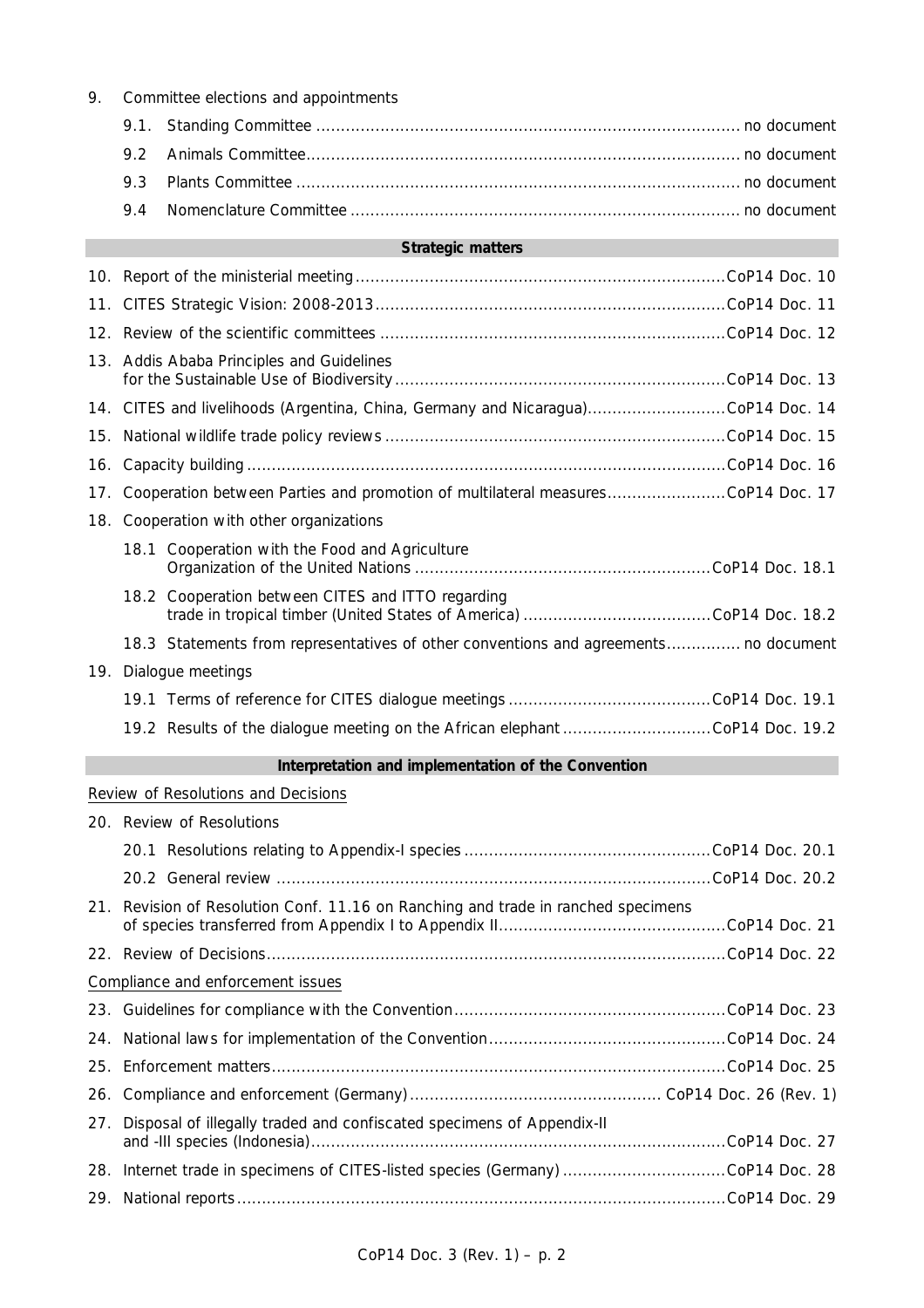9. Committee elections and appointments

| | | |
|---|---|---|
| 9.1. | Standing Committee | no document |
| 9.2 | Animals Committee | no document |
| 9.3 | Plants Committee | no document |
| 9.4 | Nomenclature Committee | no document |

**Strategic matters**

| | | |
|---|---|---|
| 10. | Report of the ministerial meeting | CoP14 Doc. 10 |
| 11. | CITES Strategic Vision: 2008-2013 | CoP14 Doc. 11 |
| 12. | Review of the scientific committees | CoP14 Doc. 12 |
| 13. | Addis Ababa Principles and Guidelines for the Sustainable Use of Biodiversity | CoP14 Doc. 13 |
| 14. | CITES and livelihoods (Argentina, China, Germany and Nicaragua) | CoP14 Doc. 14 |
| 15. | National wildlife trade policy reviews | CoP14 Doc. 15 |
| 16. | Capacity building | CoP14 Doc. 16 |
| 17. | Cooperation between Parties and promotion of multilateral measures | CoP14 Doc. 17 |
| 18. | Cooperation with other organizations | |
| 18.1 | Cooperation with the Food and Agriculture Organization of the United Nations | CoP14 Doc. 18.1 |
| 18.2 | Cooperation between CITES and ITTO regarding trade in tropical timber (United States of America) | CoP14 Doc. 18.2 |
| 18.3 | Statements from representatives of other conventions and agreements | no document |
| 19. | Dialogue meetings | |
| 19.1 | Terms of reference for CITES dialogue meetings | CoP14 Doc. 19.1 |
| 19.2 | Results of the dialogue meeting on the African elephant | CoP14 Doc. 19.2 |

**Interpretation and implementation of the Convention**

Review of Resolutions and Decisions

| | | |
|---|---|---|
| 20. | Review of Resolutions | |
| 20.1 | Resolutions relating to Appendix-I species | CoP14 Doc. 20.1 |
| 20.2 | General review | CoP14 Doc. 20.2 |
| 21. | Revision of Resolution Conf. 11.16 on Ranching and trade in ranched specimens of species transferred from Appendix I to Appendix II | CoP14 Doc. 21 |
| 22. | Review of Decisions | CoP14 Doc. 22 |

Compliance and enforcement issues

| | | |
|---|---|---|
| 23. | Guidelines for compliance with the Convention | CoP14 Doc. 23 |
| 24. | National laws for implementation of the Convention | CoP14 Doc. 24 |
| 25. | Enforcement matters | CoP14 Doc. 25 |
| 26. | Compliance and enforcement (Germany) | CoP14 Doc. 26 (Rev. 1) |
| 27. | Disposal of illegally traded and confiscated specimens of Appendix-II and -III species (Indonesia) | CoP14 Doc. 27 |
| 28. | Internet trade in specimens of CITES-listed species (Germany) | CoP14 Doc. 28 |
| 29. | National reports | CoP14 Doc. 29 |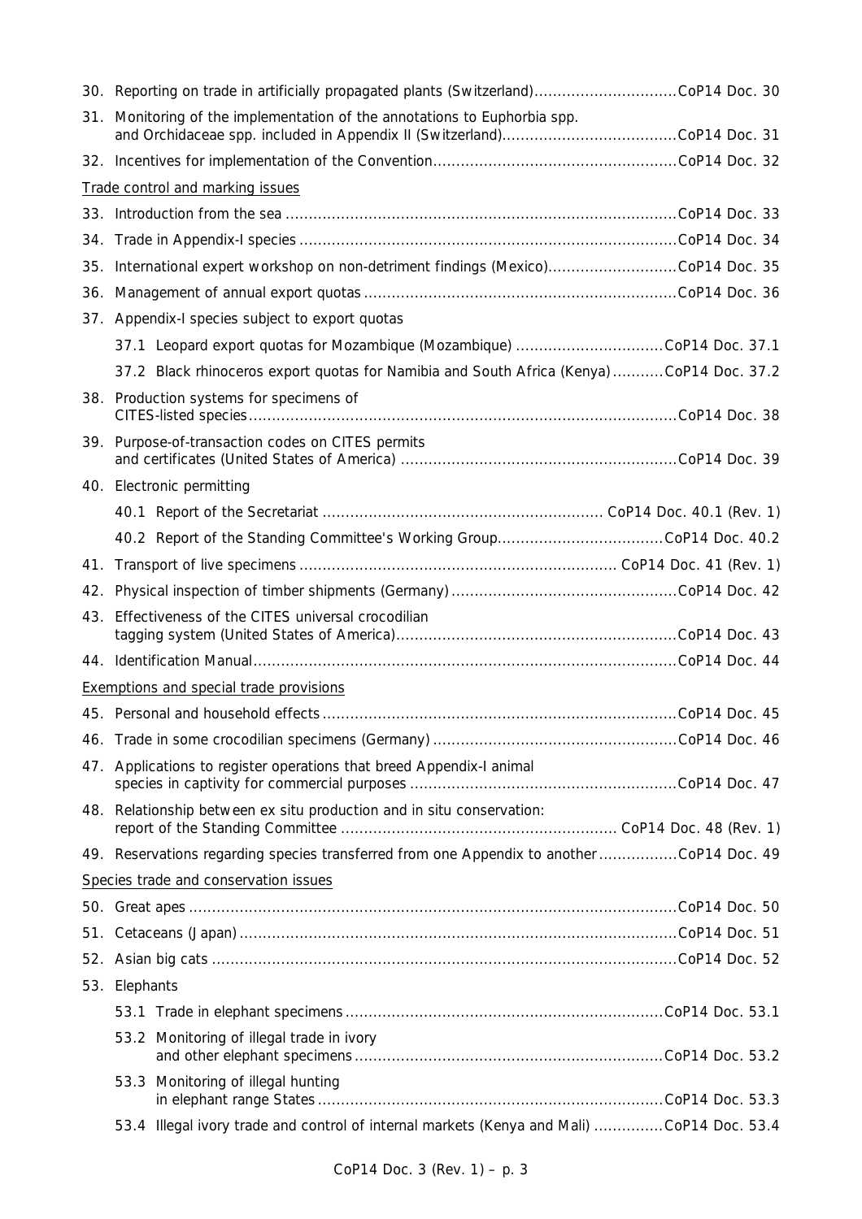30. Reporting on trade in artificially propagated plants (Switzerland)..............................CoP14 Doc. 30

31. Monitoring of the implementation of the annotations to Euphorbia spp. and Orchidaceae spp. included in Appendix II (Switzerland).....................................CoP14 Doc. 31

32. Incentives for implementation of the Convention....................................................CoP14 Doc. 32

Trade control and marking issues

33. Introduction from the sea ....................................................................................CoP14 Doc. 33

34. Trade in Appendix-I species .................................................................................CoP14 Doc. 34

35. International expert workshop on non-detriment findings (Mexico)............................CoP14 Doc. 35

36. Management of annual export quotas ...................................................................CoP14 Doc. 36

37. Appendix-I species subject to export quotas

    37.1 Leopard export quotas for Mozambique (Mozambique) ................................CoP14 Doc. 37.1

    37.2 Black rhinoceros export quotas for Namibia and South Africa (Kenya)...........CoP14 Doc. 37.2

38. Production systems for specimens of CITES-listed species............................................................................................CoP14 Doc. 38

39. Purpose-of-transaction codes on CITES permits and certificates (United States of America) ...........................................................CoP14 Doc. 39

40. Electronic permitting

    40.1 Report of the Secretariat ............................................................ CoP14 Doc. 40.1 (Rev. 1)

    40.2 Report of the Standing Committee's Working Group....................................CoP14 Doc. 40.2

41. Transport of live specimens .................................................................... CoP14 Doc. 41 (Rev. 1)

42. Physical inspection of timber shipments (Germany) ................................................CoP14 Doc. 42

43. Effectiveness of the CITES universal crocodilian tagging system (United States of America)............................................................CoP14 Doc. 43

44. Identification Manual...........................................................................................CoP14 Doc. 44

Exemptions and special trade provisions

45. Personal and household effects ............................................................................CoP14 Doc. 45

46. Trade in some crocodilian specimens (Germany) ....................................................CoP14 Doc. 46

47. Applications to register operations that breed Appendix-I animal species in captivity for commercial purposes .........................................................CoP14 Doc. 47

48. Relationship between ex situ production and in situ conservation: report of the Standing Committee ........................................................... CoP14 Doc. 48 (Rev. 1)

49. Reservations regarding species transferred from one Appendix to another .................CoP14 Doc. 49

Species trade and conservation issues

50. Great apes ........................................................................................................CoP14 Doc. 50

51. Cetaceans (Japan)..............................................................................................CoP14 Doc. 51

52. Asian big cats ....................................................................................................CoP14 Doc. 52

53. Elephants

    53.1 Trade in elephant specimens....................................................................CoP14 Doc. 53.1

    53.2 Monitoring of illegal trade in ivory and other elephant specimens..................................................................CoP14 Doc. 53.2

    53.3 Monitoring of illegal hunting in elephant range States..........................................................................CoP14 Doc. 53.3

    53.4 Illegal ivory trade and control of internal markets (Kenya and Mali) ...............CoP14 Doc. 53.4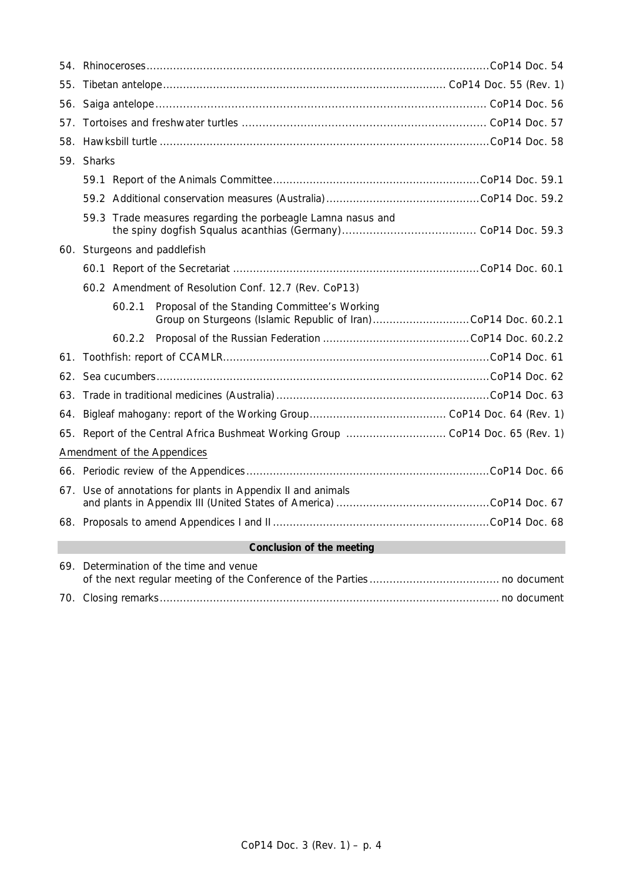54. Rhinoceroses ...................................................................................................... CoP14 Doc. 54

55. Tibetan antelope .................................................................................... CoP14 Doc. 55 (Rev. 1)

56. Saiga antelope ................................................................................................. CoP14 Doc. 56

57. Tortoises and freshwater turtles ....................................................................... CoP14 Doc. 57

58. Hawksbill turtle .................................................................................................. CoP14 Doc. 58

59. Sharks

    59.1 Report of the Animals Committee ............................................................. CoP14 Doc. 59.1

    59.2 Additional conservation measures (Australia) ............................................. CoP14 Doc. 59.2

    59.3 Trade measures regarding the porbeagle Lamna nasus and the spiny dogfish Squalus acanthias (Germany) ....................................... CoP14 Doc. 59.3

60. Sturgeons and paddlefish

    60.1 Report of the Secretariat .......................................................................... CoP14 Doc. 60.1

    60.2 Amendment of Resolution Conf. 12.7 (Rev. CoP13)

        60.2.1 Proposal of the Standing Committee's Working Group on Sturgeons (Islamic Republic of Iran) ............................ CoP14 Doc. 60.2.1

        60.2.2 Proposal of the Russian Federation ............................................ CoP14 Doc. 60.2.2

61. Toothfish: report of CCAMLR ................................................................................ CoP14 Doc. 61

62. Sea cucumbers .................................................................................................... CoP14 Doc. 62

63. Trade in traditional medicines (Australia) ................................................................ CoP14 Doc. 63

64. Bigleaf mahogany: report of the Working Group ......................................... CoP14 Doc. 64 (Rev. 1)

65. Report of the Central Africa Bushmeat Working Group .............................. CoP14 Doc. 65 (Rev. 1)

Amendment of the Appendices

66. Periodic review of the Appendices ......................................................................... CoP14 Doc. 66

67. Use of annotations for plants in Appendix II and animals and plants in Appendix III (United States of America) .............................................. CoP14 Doc. 67

68. Proposals to amend Appendices I and II ................................................................. CoP14 Doc. 68

**Conclusion of the meeting**

69. Determination of the time and venue of the next regular meeting of the Conference of the Parties ....................................... no document

70. Closing remarks ..................................................................................................... no document